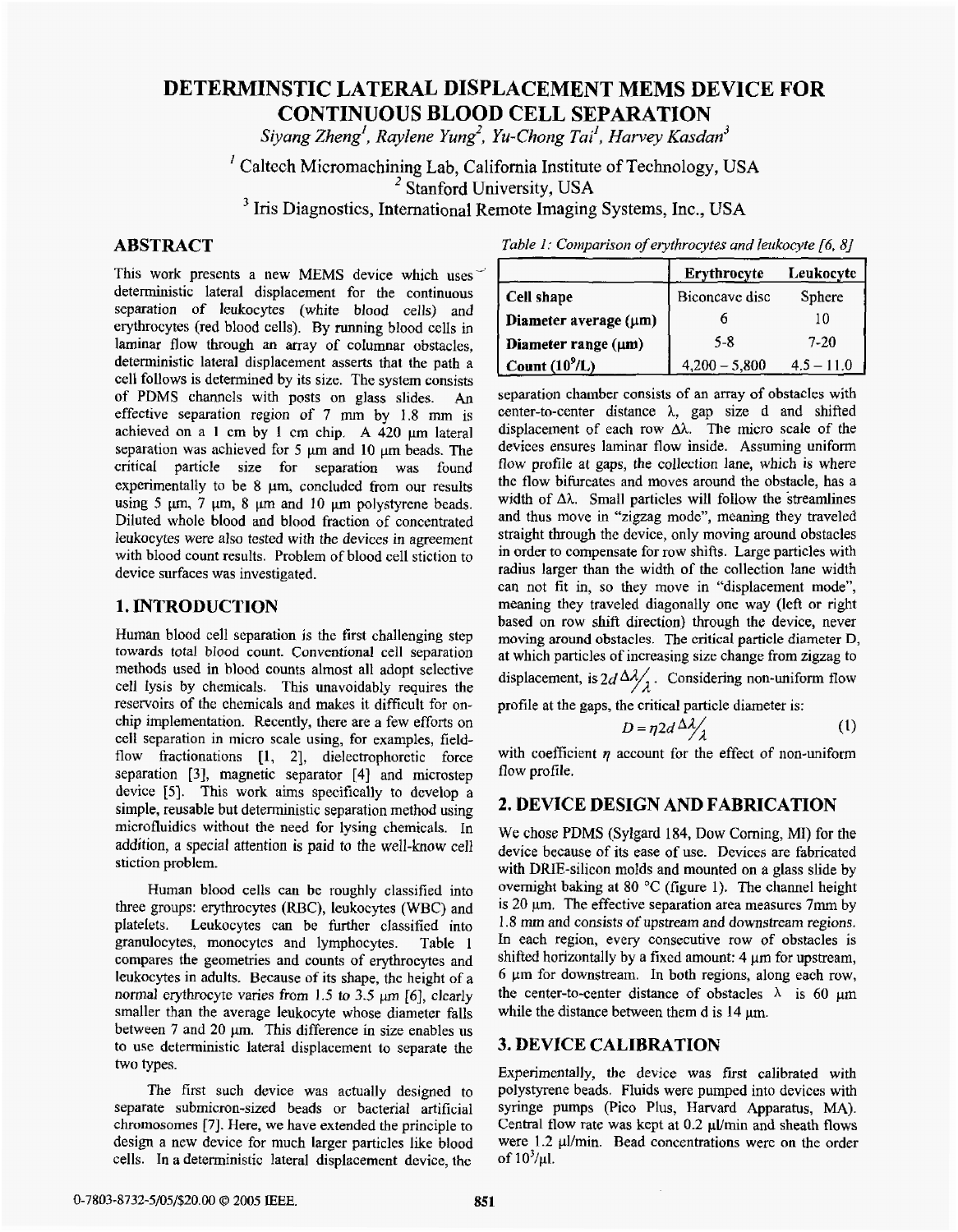# DETERMINSTIC LATERAL DISPLACEMENT MEMS DEVICE FOR CONTINUOUS BLOOD CELL SEPARATION

*Siyang Zheng[1], Raylene Yung[2], Yu-Chong Tai[1], Harvey Kasdan[3]*

[1] Caltech Micromachining Lab, California Institute of Technology, USA
[2] Stanford University, USA
[3] Iris Diagnostics, International Remote Imaging Systems, Inc., USA

## ABSTRACT

This work presents a new MEMS device which uses deterministic lateral displacement for the continuous separation of leukocytes (white blood cells) and erythrocytes (red blood cells). By running blood cells in laminar flow through an array of columnar obstacles, deterministic lateral displacement asserts that the path a cell follows is determined by its size. The system consists of PDMS channels with posts on glass slides. An effective separation region of 7 mm by 1.8 mm is achieved on a 1 cm by 1 cm chip. A 420 μm lateral separation was achieved for 5 μm and 10 μm beads. The critical particle size for separation was found experimentally to be 8 μm, concluded from our results using 5 μm, 7 μm, 8 μm and 10 μm polystyrene beads. Diluted whole blood and blood fraction of concentrated leukocytes were also tested with the devices in agreement with blood count results. Problem of blood cell stiction to device surfaces was investigated.

## 1. INTRODUCTION

Human blood cell separation is the first challenging step towards total blood count. Conventional cell separation methods used in blood counts almost all adopt selective cell lysis by chemicals. This unavoidably requires the reservoirs of the chemicals and makes it difficult for on-chip implementation. Recently, there are a few efforts on cell separation in micro scale using, for examples, field-flow fractionations [1, 2], dielectrophoretic force separation [3], magnetic separator [4] and microstep device [5]. This work aims specifically to develop a simple, reusable but deterministic separation method using microfluidics without the need for lysing chemicals. In addition, a special attention is paid to the well-know cell stiction problem.

Human blood cells can be roughly classified into three groups: erythrocytes (RBC), leukocytes (WBC) and platelets. Leukocytes can be further classified into granulocytes, monocytes and lymphocytes. Table 1 compares the geometries and counts of erythrocytes and leukocytes in adults. Because of its shape, the height of a normal erythrocyte varies from 1.5 to 3.5 μm [6], clearly smaller than the average leukocyte whose diameter falls between 7 and 20 μm. This difference in size enables us to use deterministic lateral displacement to separate the two types.

The first such device was actually designed to separate submicron-sized beads or bacterial artificial chromosomes [7]. Here, we have extended the principle to design a new device for much larger particles like blood cells. In a deterministic lateral displacement device, the separation chamber consists of an array of obstacles with center-to-center distance λ, gap size d and shifted displacement of each row Δλ. The micro scale of the devices ensures laminar flow inside. Assuming uniform flow profile at gaps, the collection lane, which is where the flow bifurcates and moves around the obstacle, has a width of Δλ. Small particles will follow the streamlines and thus move in "zigzag mode", meaning they traveled straight through the device, only moving around obstacles in order to compensate for row shifts. Large particles with radius larger than the width of the collection lane width can not fit in, so they move in "displacement mode", meaning they traveled diagonally one way (left or right based on row shift direction) through the device, never moving around obstacles. The critical particle diameter D, at which particles of increasing size change from zigzag to displacement, is $2d\Delta\lambda/\lambda$. Considering non-uniform flow profile at the gaps, the critical particle diameter is:

$$D = \eta 2d \Delta\lambda/\lambda \qquad (1)$$

with coefficient $\eta$ account for the effect of non-uniform flow profile.

*Table 1: Comparison of erythrocytes and leukocyte [6, 8]*

| | Erythrocyte | Leukocyte |
|---|---|---|
| **Cell shape** | Biconcave disc | Sphere |
| **Diameter average (μm)** | 6 | 10 |
| **Diameter range (μm)** | 5-8 | 7-20 |
| **Count ($10^9$/L)** | 4,200 – 5,800 | 4.5 – 11.0 |

## 2. DEVICE DESIGN AND FABRICATION

We chose PDMS (Sylgard 184, Dow Corning, MI) for the device because of its ease of use. Devices are fabricated with DRIE-silicon molds and mounted on a glass slide by overnight baking at 80 °C (figure 1). The channel height is 20 μm. The effective separation area measures 7mm by 1.8 mm and consists of upstream and downstream regions. In each region, every consecutive row of obstacles is shifted horizontally by a fixed amount: 4 μm for upstream, 6 μm for downstream. In both regions, along each row, the center-to-center distance of obstacles λ is 60 μm while the distance between them d is 14 μm.

## 3. DEVICE CALIBRATION

Experimentally, the device was first calibrated with polystyrene beads. Fluids were pumped into devices with syringe pumps (Pico Plus, Harvard Apparatus, MA). Central flow rate was kept at 0.2 μl/min and sheath flows were 1.2 μl/min. Bead concentrations were on the order of $10^3$/μl.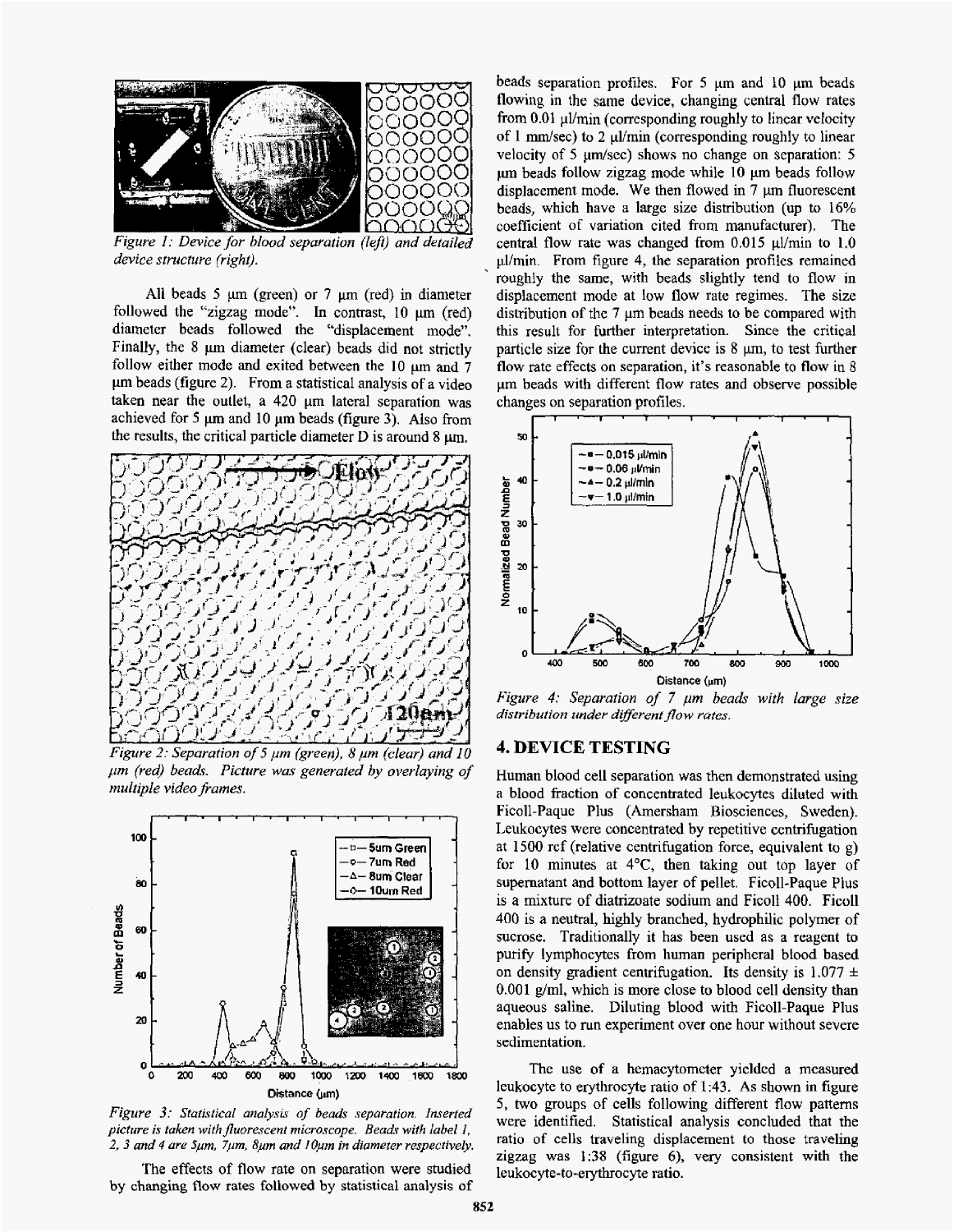*Figure 1: Device for blood separation (left) and detailed device structure (right).*

All beads 5 μm (green) or 7 μm (red) in diameter followed the "zigzag mode". In contrast, 10 μm (red) diameter beads followed the "displacement mode". Finally, the 8 μm diameter (clear) beads did not strictly follow either mode and exited between the 10 μm and 7 μm beads (figure 2). From a statistical analysis of a video taken near the outlet, a 420 μm lateral separation was achieved for 5 μm and 10 μm beads (figure 3). Also from the results, the critical particle diameter D is around 8 μm.

*Figure 2: Separation of 5 μm (green), 8 μm (clear) and 10 μm (red) beads. Picture was generated by overlaying of multiple video frames.*

*Figure 3: Statistical analysis of beads separation. Inserted picture is taken with fluorescent microscope. Beads with label 1, 2, 3 and 4 are 5μm, 7μm, 8μm and 10μm in diameter respectively.*

The effects of flow rate on separation were studied by changing flow rates followed by statistical analysis of beads separation profiles. For 5 μm and 10 μm beads flowing in the same device, changing central flow rates from 0.01 μl/min (corresponding roughly to linear velocity of 1 mm/sec) to 2 μl/min (corresponding roughly to linear velocity of 5 μm/sec) shows no change on separation: 5 μm beads follow zigzag mode while 10 μm beads follow displacement mode. We then flowed in 7 μm fluorescent beads, which have a large size distribution (up to 16% coefficient of variation cited from manufacturer). The central flow rate was changed from 0.015 μl/min to 1.0 μl/min. From figure 4, the separation profiles remained roughly the same, with beads slightly tend to flow in displacement mode at low flow rate regimes. The size distribution of the 7 μm beads needs to be compared with this result for further interpretation. Since the critical particle size for the current device is 8 μm, to test further flow rate effects on separation, it's reasonable to flow in 8 μm beads with different flow rates and observe possible changes on separation profiles.

*Figure 4: Separation of 7 μm beads with large size distribution under different flow rates.*

## 4. DEVICE TESTING

Human blood cell separation was then demonstrated using a blood fraction of concentrated leukocytes diluted with Ficoll-Paque Plus (Amersham Biosciences, Sweden). Leukocytes were concentrated by repetitive centrifugation at 1500 rcf (relative centrifugation force, equivalent to g) for 10 minutes at 4°C, then taking out top layer of supernatant and bottom layer of pellet. Ficoll-Paque Plus is a mixture of diatrizoate sodium and Ficoll 400. Ficoll 400 is a neutral, highly branched, hydrophilic polymer of sucrose. Traditionally it has been used as a reagent to purify lymphocytes from human peripheral blood based on density gradient centrifugation. Its density is 1.077 ± 0.001 g/ml, which is more close to blood cell density than aqueous saline. Diluting blood with Ficoll-Paque Plus enables us to run experiment over one hour without severe sedimentation.

The use of a hemacytometer yielded a measured leukocyte to erythrocyte ratio of 1:43. As shown in figure 5, two groups of cells following different flow patterns were identified. Statistical analysis concluded that the ratio of cells traveling displacement to those traveling zigzag was 1:38 (figure 6), very consistent with the leukocyte-to-erythrocyte ratio.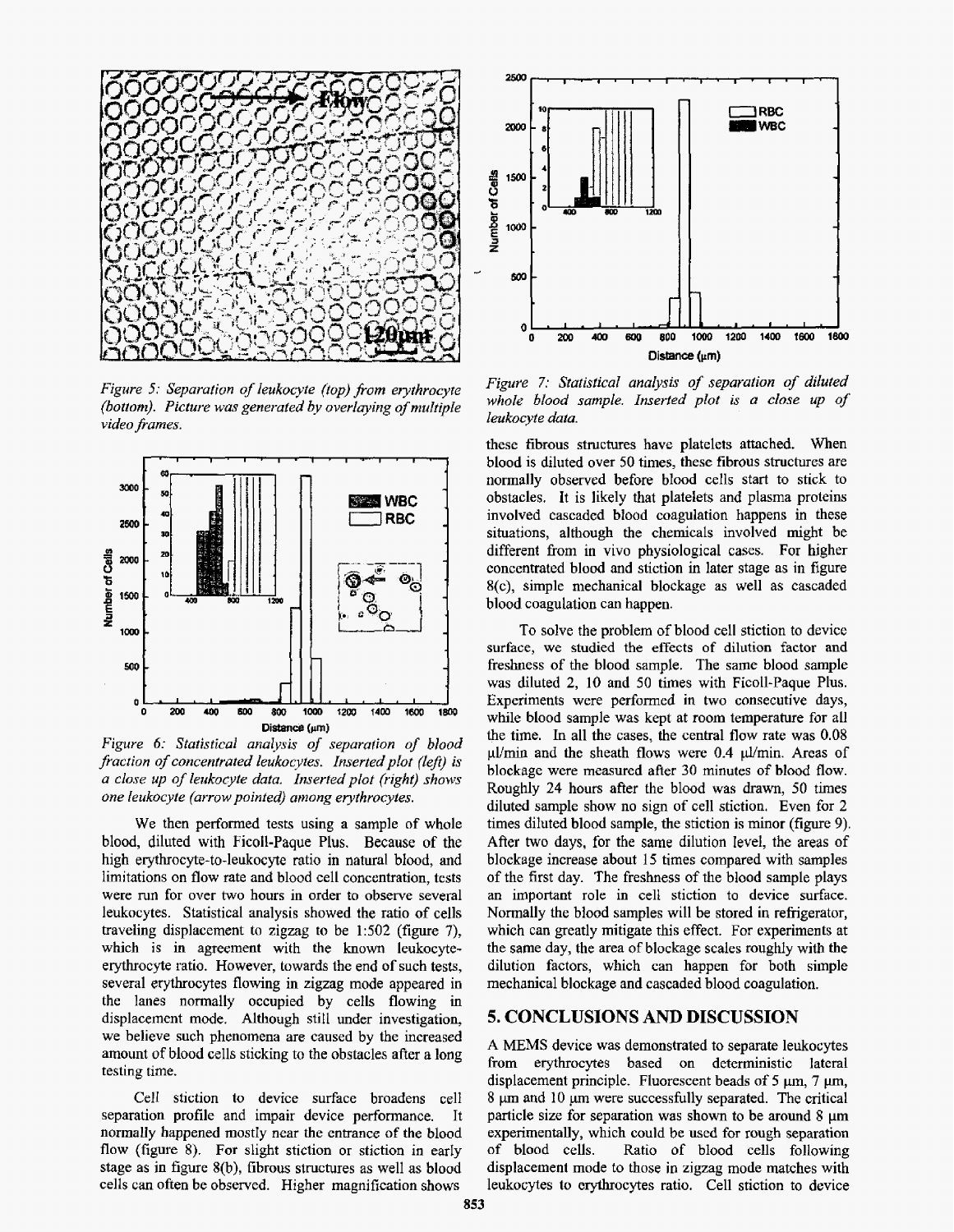*Figure 5: Separation of leukocyte (top) from erythrocyte (bottom). Picture was generated by overlaying of multiple video frames.*

*Figure 6: Statistical analysis of separation of blood fraction of concentrated leukocytes. Inserted plot (left) is a close up of leukocyte data. Inserted plot (right) shows one leukocyte (arrow pointed) among erythrocytes.*

We then performed tests using a sample of whole blood, diluted with Ficoll-Paque Plus. Because of the high erythrocyte-to-leukocyte ratio in natural blood, and limitations on flow rate and blood cell concentration, tests were run for over two hours in order to observe several leukocytes. Statistical analysis showed the ratio of cells traveling displacement to zigzag to be 1:502 (figure 7), which is in agreement with the known leukocyte-erythrocyte ratio. However, towards the end of such tests, several erythrocytes flowing in zigzag mode appeared in the lanes normally occupied by cells flowing in displacement mode. Although still under investigation, we believe such phenomena are caused by the increased amount of blood cells sticking to the obstacles after a long testing time.

Cell stiction to device surface broadens cell separation profile and impair device performance. It normally happened mostly near the entrance of the blood flow (figure 8). For slight stiction or stiction in early stage as in figure 8(b), fibrous structures as well as blood cells can often be observed. Higher magnification shows

*Figure 7: Statistical analysis of separation of diluted whole blood sample. Inserted plot is a close up of leukocyte data.*

these fibrous structures have platelets attached. When blood is diluted over 50 times, these fibrous structures are normally observed before blood cells start to stick to obstacles. It is likely that platelets and plasma proteins involved cascaded blood coagulation happens in these situations, although the chemicals involved might be different from in vivo physiological cases. For higher concentrated blood and stiction in later stage as in figure 8(c), simple mechanical blockage as well as cascaded blood coagulation can happen.

To solve the problem of blood cell stiction to device surface, we studied the effects of dilution factor and freshness of the blood sample. The same blood sample was diluted 2, 10 and 50 times with Ficoll-Paque Plus. Experiments were performed in two consecutive days, while blood sample was kept at room temperature for all the time. In all the cases, the central flow rate was 0.08 μl/min and the sheath flows were 0.4 μl/min. Areas of blockage were measured after 30 minutes of blood flow. Roughly 24 hours after the blood was drawn, 50 times diluted sample show no sign of cell stiction. Even for 2 times diluted blood sample, the stiction is minor (figure 9). After two days, for the same dilution level, the areas of blockage increase about 15 times compared with samples of the first day. The freshness of the blood sample plays an important role in cell stiction to device surface. Normally the blood samples will be stored in refrigerator, which can greatly mitigate this effect. For experiments at the same day, the area of blockage scales roughly with the dilution factors, which can happen for both simple mechanical blockage and cascaded blood coagulation.

## 5. CONCLUSIONS AND DISCUSSION

A MEMS device was demonstrated to separate leukocytes from erythrocytes based on deterministic lateral displacement principle. Fluorescent beads of 5 μm, 7 μm, 8 μm and 10 μm were successfully separated. The critical particle size for separation was shown to be around 8 μm experimentally, which could be used for rough separation of blood cells. Ratio of blood cells following displacement mode to those in zigzag mode matches with leukocytes to erythrocytes ratio. Cell stiction to device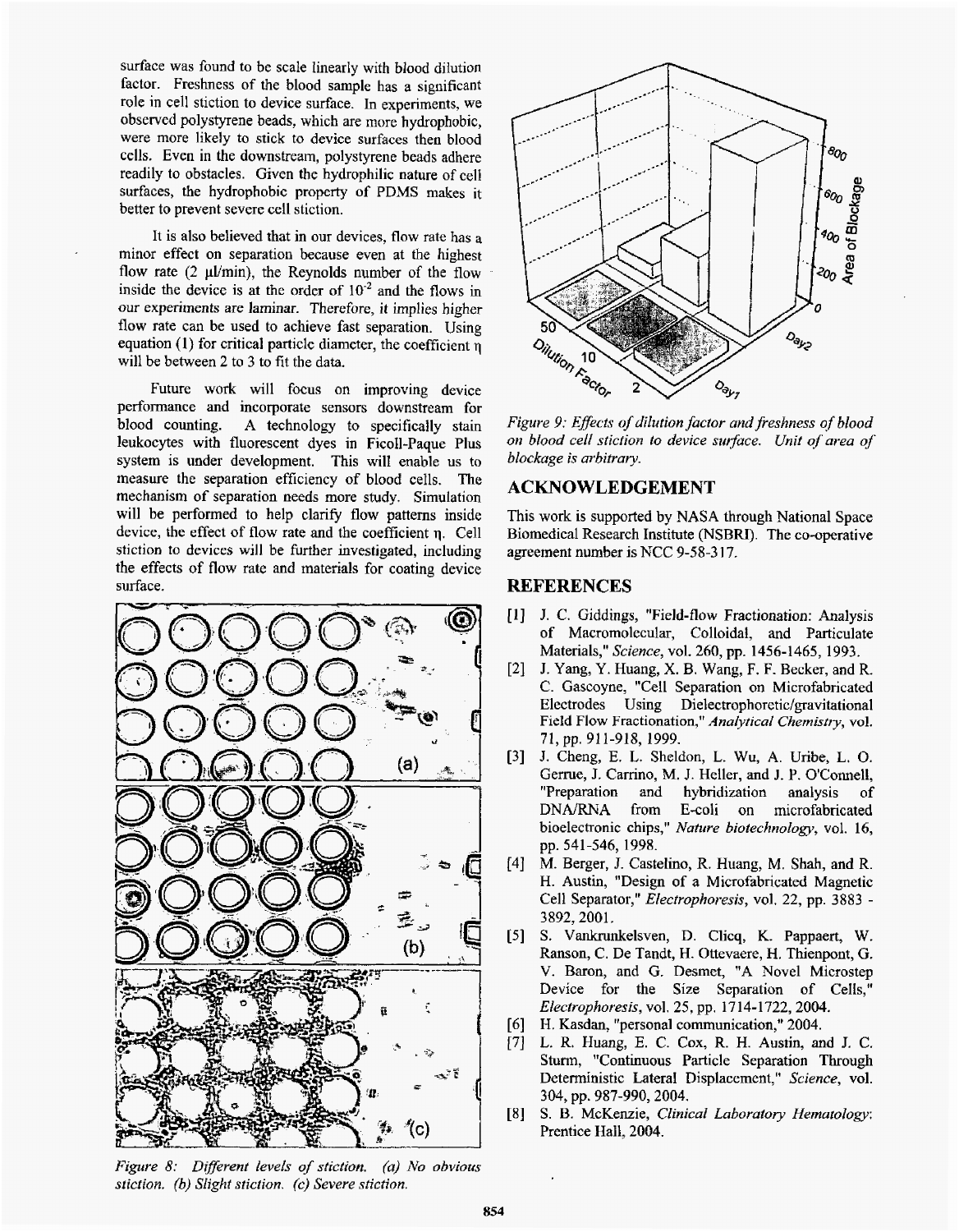surface was found to be scale linearly with blood dilution factor. Freshness of the blood sample has a significant role in cell stiction to device surface. In experiments, we observed polystyrene beads, which are more hydrophobic, were more likely to stick to device surfaces then blood cells. Even in the downstream, polystyrene beads adhere readily to obstacles. Given the hydrophilic nature of cell surfaces, the hydrophobic property of PDMS makes it better to prevent severe cell stiction.

It is also believed that in our devices, flow rate has a minor effect on separation because even at the highest flow rate (2 μl/min), the Reynolds number of the flow inside the device is at the order of $10^{-2}$ and the flows in our experiments are laminar. Therefore, it implies higher flow rate can be used to achieve fast separation. Using equation (1) for critical particle diameter, the coefficient $\eta$ will be between 2 to 3 to fit the data.

Future work will focus on improving device performance and incorporate sensors downstream for blood counting. A technology to specifically stain leukocytes with fluorescent dyes in Ficoll-Paque Plus system is under development. This will enable us to measure the separation efficiency of blood cells. The mechanism of separation needs more study. Simulation will be performed to help clarify flow patterns inside device, the effect of flow rate and the coefficient $\eta$. Cell stiction to devices will be further investigated, including the effects of flow rate and materials for coating device surface.

(a)

(b)

(c)

*Figure 8: Different levels of stiction. (a) No obvious stiction. (b) Slight stiction. (c) Severe stiction.*

800
600
400
200
0
Area of Blockage
50
10
2
Dilution Factor
Day2
Day1

*Figure 9: Effects of dilution factor and freshness of blood on blood cell stiction to device surface. Unit of area of blockage is arbitrary.*

## ACKNOWLEDGEMENT

This work is supported by NASA through National Space Biomedical Research Institute (NSBRI). The co-operative agreement number is NCC 9-58-317.

## REFERENCES

[1] J. C. Giddings, "Field-flow Fractionation: Analysis of Macromolecular, Colloidal, and Particulate Materials," *Science*, vol. 260, pp. 1456-1465, 1993.

[2] J. Yang, Y. Huang, X. B. Wang, F. F. Becker, and R. C. Gascoyne, "Cell Separation on Microfabricated Electrodes Using Dielectrophoretic/gravitational Field Flow Fractionation," *Analytical Chemistry*, vol. 71, pp. 911-918, 1999.

[3] J. Cheng, E. L. Sheldon, L. Wu, A. Uribe, L. O. Gerrue, J. Carrino, M. J. Heller, and J. P. O'Connell, "Preparation and hybridization analysis of DNA/RNA from E-coli on microfabricated bioelectronic chips," *Nature biotechnology*, vol. 16, pp. 541-546, 1998.

[4] M. Berger, J. Castelino, R. Huang, M. Shah, and R. H. Austin, "Design of a Microfabricated Magnetic Cell Separator," *Electrophoresis*, vol. 22, pp. 3883 - 3892, 2001.

[5] S. Vankrunkelsven, D. Clicq, K. Pappaert, W. Ranson, C. De Tandt, H. Ottevaere, H. Thienpont, G. V. Baron, and G. Desmet, "A Novel Microstep Device for the Size Separation of Cells," *Electrophoresis*, vol. 25, pp. 1714-1722, 2004.

[6] H. Kasdan, "personal communication," 2004.

[7] L. R. Huang, E. C. Cox, R. H. Austin, and J. C. Sturm, "Continuous Particle Separation Through Deterministic Lateral Displacement," *Science*, vol. 304, pp. 987-990, 2004.

[8] S. B. McKenzie, *Clinical Laboratory Hematology*: Prentice Hall, 2004.